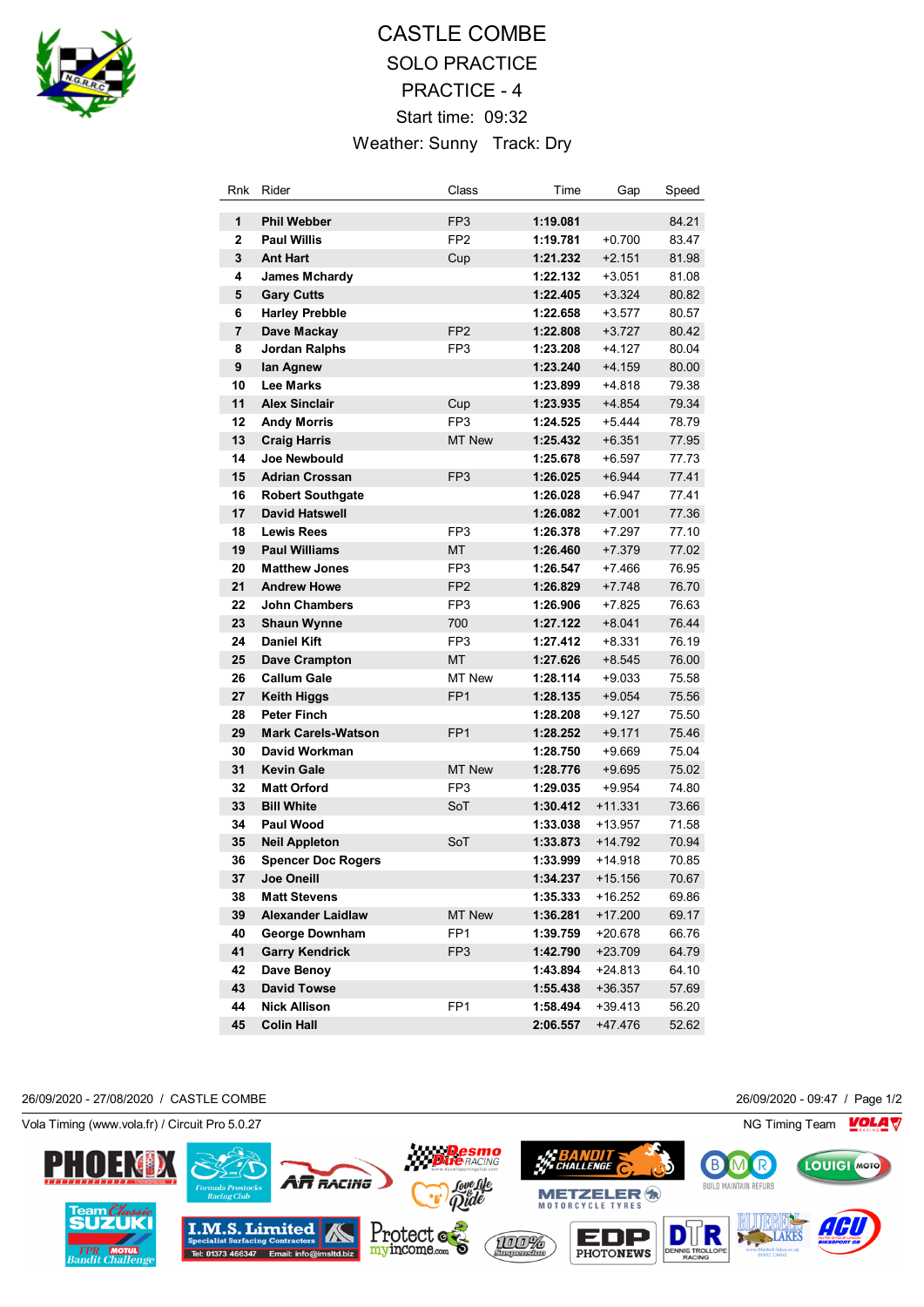# CASTLE COMBE

## SOLO PRACTICE

## PRACTICE - 4

Start time: 09:32

Weather: Sunny Track: Dry

| Rnk | Rider | Class | Time | Gap | Speed |
|---|---|---|---|---|---|
| 1 | **Phil Webber** | FP3 | **1:19.081** | | 84.21 |
| 2 | **Paul Willis** | FP2 | **1:19.781** | +0.700 | 83.47 |
| 3 | **Ant Hart** | Cup | **1:21.232** | +2.151 | 81.98 |
| 4 | **James Mchardy** | | **1:22.132** | +3.051 | 81.08 |
| 5 | **Gary Cutts** | | **1:22.405** | +3.324 | 80.82 |
| 6 | **Harley Prebble** | | **1:22.658** | +3.577 | 80.57 |
| 7 | **Dave Mackay** | FP2 | **1:22.808** | +3.727 | 80.42 |
| 8 | **Jordan Ralphs** | FP3 | **1:23.208** | +4.127 | 80.04 |
| 9 | **Ian Agnew** | | **1:23.240** | +4.159 | 80.00 |
| 10 | **Lee Marks** | | **1:23.899** | +4.818 | 79.38 |
| 11 | **Alex Sinclair** | Cup | **1:23.935** | +4.854 | 79.34 |
| 12 | **Andy Morris** | FP3 | **1:24.525** | +5.444 | 78.79 |
| 13 | **Craig Harris** | MT New | **1:25.432** | +6.351 | 77.95 |
| 14 | **Joe Newbould** | | **1:25.678** | +6.597 | 77.73 |
| 15 | **Adrian Crossan** | FP3 | **1:26.025** | +6.944 | 77.41 |
| 16 | **Robert Southgate** | | **1:26.028** | +6.947 | 77.41 |
| 17 | **David Hatswell** | | **1:26.082** | +7.001 | 77.36 |
| 18 | **Lewis Rees** | FP3 | **1:26.378** | +7.297 | 77.10 |
| 19 | **Paul Williams** | MT | **1:26.460** | +7.379 | 77.02 |
| 20 | **Matthew Jones** | FP3 | **1:26.547** | +7.466 | 76.95 |
| 21 | **Andrew Howe** | FP2 | **1:26.829** | +7.748 | 76.70 |
| 22 | **John Chambers** | FP3 | **1:26.906** | +7.825 | 76.63 |
| 23 | **Shaun Wynne** | 700 | **1:27.122** | +8.041 | 76.44 |
| 24 | **Daniel Kift** | FP3 | **1:27.412** | +8.331 | 76.19 |
| 25 | **Dave Crampton** | MT | **1:27.626** | +8.545 | 76.00 |
| 26 | **Callum Gale** | MT New | **1:28.114** | +9.033 | 75.58 |
| 27 | **Keith Higgs** | FP1 | **1:28.135** | +9.054 | 75.56 |
| 28 | **Peter Finch** | | **1:28.208** | +9.127 | 75.50 |
| 29 | **Mark Carels-Watson** | FP1 | **1:28.252** | +9.171 | 75.46 |
| 30 | **David Workman** | | **1:28.750** | +9.669 | 75.04 |
| 31 | **Kevin Gale** | MT New | **1:28.776** | +9.695 | 75.02 |
| 32 | **Matt Orford** | FP3 | **1:29.035** | +9.954 | 74.80 |
| 33 | **Bill White** | SoT | **1:30.412** | +11.331 | 73.66 |
| 34 | **Paul Wood** | | **1:33.038** | +13.957 | 71.58 |
| 35 | **Neil Appleton** | SoT | **1:33.873** | +14.792 | 70.94 |
| 36 | **Spencer Doc Rogers** | | **1:33.999** | +14.918 | 70.85 |
| 37 | **Joe Oneill** | | **1:34.237** | +15.156 | 70.67 |
| 38 | **Matt Stevens** | | **1:35.333** | +16.252 | 69.86 |
| 39 | **Alexander Laidlaw** | MT New | **1:36.281** | +17.200 | 69.17 |
| 40 | **George Downham** | FP1 | **1:39.759** | +20.678 | 66.76 |
| 41 | **Garry Kendrick** | FP3 | **1:42.790** | +23.709 | 64.79 |
| 42 | **Dave Benoy** | | **1:43.894** | +24.813 | 64.10 |
| 43 | **David Towse** | | **1:55.438** | +36.357 | 57.69 |
| 44 | **Nick Allison** | FP1 | **1:58.494** | +39.413 | 56.20 |
| 45 | **Colin Hall** | | **2:06.557** | +47.476 | 52.62 |

26/09/2020 - 27/08/2020 / CASTLE COMBE

26/09/2020 - 09:47

Vola Timing (www.vola.fr) / Circuit Pro 5.0.27

NG Timing Team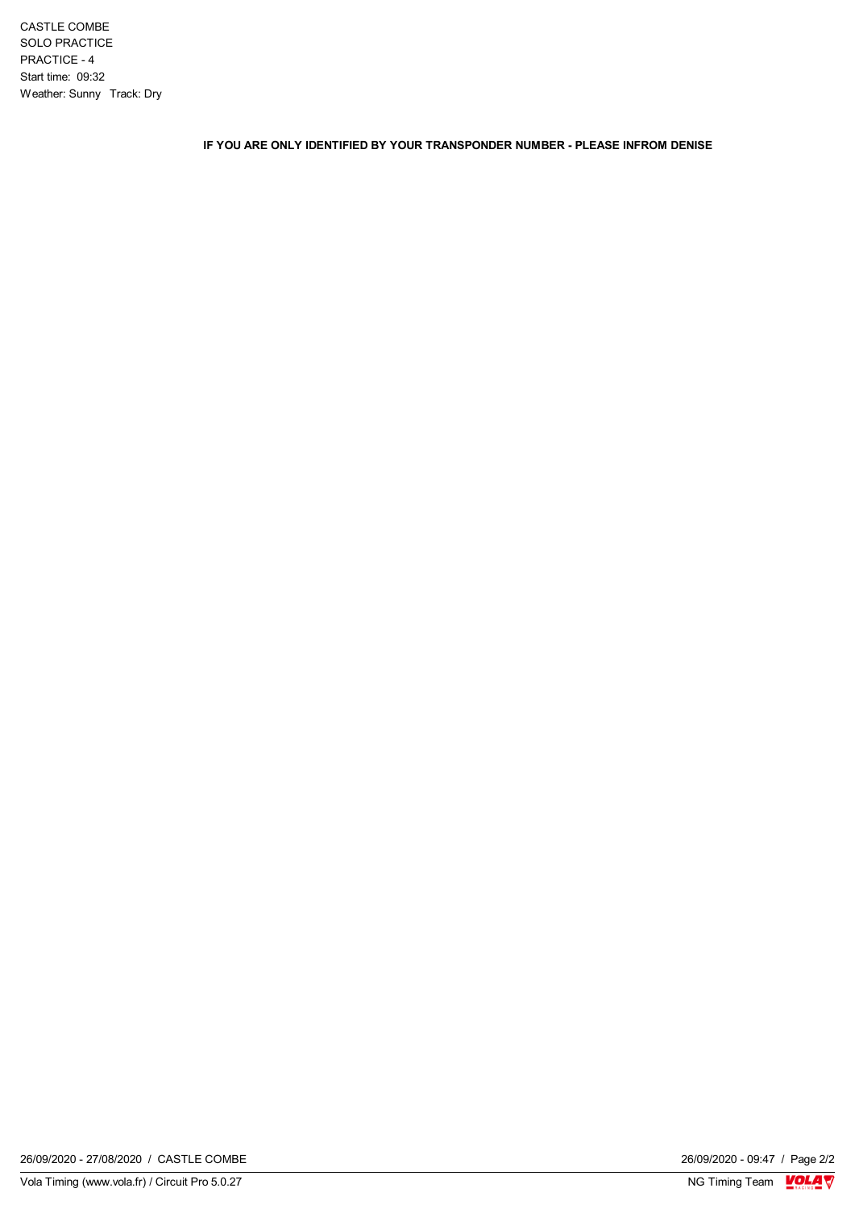CASTLE COMBE
SOLO PRACTICE
PRACTICE - 4
Start time: 09:32
Weather: Sunny Track: Dry

**IF YOU ARE ONLY IDENTIFIED BY YOUR TRANSPONDER NUMBER - PLEASE INFROM DENISE**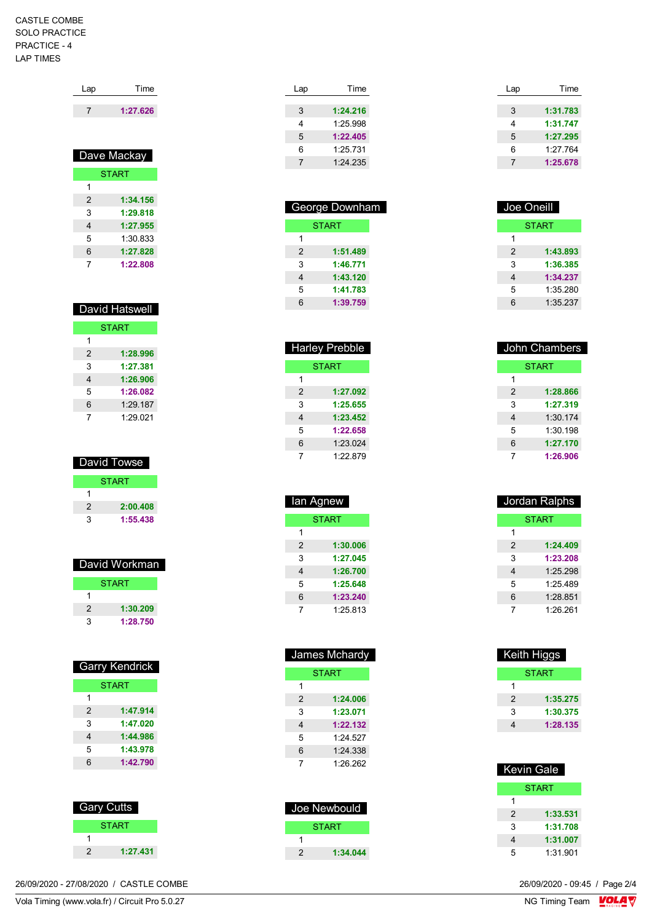CASTLE COMBE
SOLO PRACTICE
PRACTICE - 4
LAP TIMES

| Lap | Time |
|---|---|
| 7 | **1:27.626** |

## Dave Mackay

| Lap | Time |
|---|---|
| START | |
| 1 | |
| 2 | **1:34.156** |
| 3 | **1:29.818** |
| 4 | **1:27.955** |
| 5 | 1:30.833 |
| 6 | **1:27.828** |
| 7 | **1:22.808** |

## David Hatswell

| Lap | Time |
|---|---|
| START | |
| 1 | |
| 2 | **1:28.996** |
| 3 | **1:27.381** |
| 4 | **1:26.906** |
| 5 | **1:26.082** |
| 6 | 1:29.187 |
| 7 | 1:29.021 |

## David Towse

| Lap | Time |
|---|---|
| START | |
| 1 | |
| 2 | **2:00.408** |
| 3 | **1:55.438** |

## David Workman

| Lap | Time |
|---|---|
| START | |
| 1 | |
| 2 | **1:30.209** |
| 3 | **1:28.750** |

## Garry Kendrick

| Lap | Time |
|---|---|
| START | |
| 1 | |
| 2 | **1:47.914** |
| 3 | **1:47.020** |
| 4 | **1:44.986** |
| 5 | **1:43.978** |
| 6 | **1:42.790** |

## Gary Cutts

| Lap | Time |
|---|---|
| START | |
| 1 | |
| 2 | **1:27.431** |

| Lap | Time |
|---|---|
| 3 | **1:24.216** |
| 4 | 1:25.998 |
| 5 | **1:22.405** |
| 6 | 1:25.731 |
| 7 | 1:24.235 |

## George Downham

| Lap | Time |
|---|---|
| START | |
| 1 | |
| 2 | **1:51.489** |
| 3 | **1:46.771** |
| 4 | **1:43.120** |
| 5 | **1:41.783** |
| 6 | **1:39.759** |

## Harley Prebble

| Lap | Time |
|---|---|
| START | |
| 1 | |
| 2 | **1:27.092** |
| 3 | **1:25.655** |
| 4 | **1:23.452** |
| 5 | **1:22.658** |
| 6 | 1:23.024 |
| 7 | 1:22.879 |

## Ian Agnew

| Lap | Time |
|---|---|
| START | |
| 1 | |
| 2 | **1:30.006** |
| 3 | **1:27.045** |
| 4 | **1:26.700** |
| 5 | **1:25.648** |
| 6 | **1:23.240** |
| 7 | 1:25.813 |

## James Mchardy

| Lap | Time |
|---|---|
| START | |
| 1 | |
| 2 | **1:24.006** |
| 3 | **1:23.071** |
| 4 | **1:22.132** |
| 5 | 1:24.527 |
| 6 | 1:24.338 |
| 7 | 1:26.262 |

## Joe Newbould

| Lap | Time |
|---|---|
| START | |
| 1 | |
| 2 | **1:34.044** |

| Lap | Time |
|---|---|
| 3 | **1:31.783** |
| 4 | **1:31.747** |
| 5 | **1:27.295** |
| 6 | 1:27.764 |
| 7 | **1:25.678** |

## Joe Oneill

| Lap | Time |
|---|---|
| START | |
| 1 | |
| 2 | **1:43.893** |
| 3 | **1:36.385** |
| 4 | **1:34.237** |
| 5 | 1:35.280 |
| 6 | 1:35.237 |

## John Chambers

| Lap | Time |
|---|---|
| START | |
| 1 | |
| 2 | **1:28.866** |
| 3 | **1:27.319** |
| 4 | 1:30.174 |
| 5 | 1:30.198 |
| 6 | **1:27.170** |
| 7 | **1:26.906** |

## Jordan Ralphs

| Lap | Time |
|---|---|
| START | |
| 1 | |
| 2 | **1:24.409** |
| 3 | **1:23.208** |
| 4 | 1:25.298 |
| 5 | 1:25.489 |
| 6 | 1:28.851 |
| 7 | 1:26.261 |

## Keith Higgs

| Lap | Time |
|---|---|
| START | |
| 1 | |
| 2 | **1:35.275** |
| 3 | **1:30.375** |
| 4 | **1:28.135** |

## Kevin Gale

| Lap | Time |
|---|---|
| START | |
| 1 | |
| 2 | **1:33.531** |
| 3 | **1:31.708** |
| 4 | **1:31.007** |
| 5 | 1:31.901 |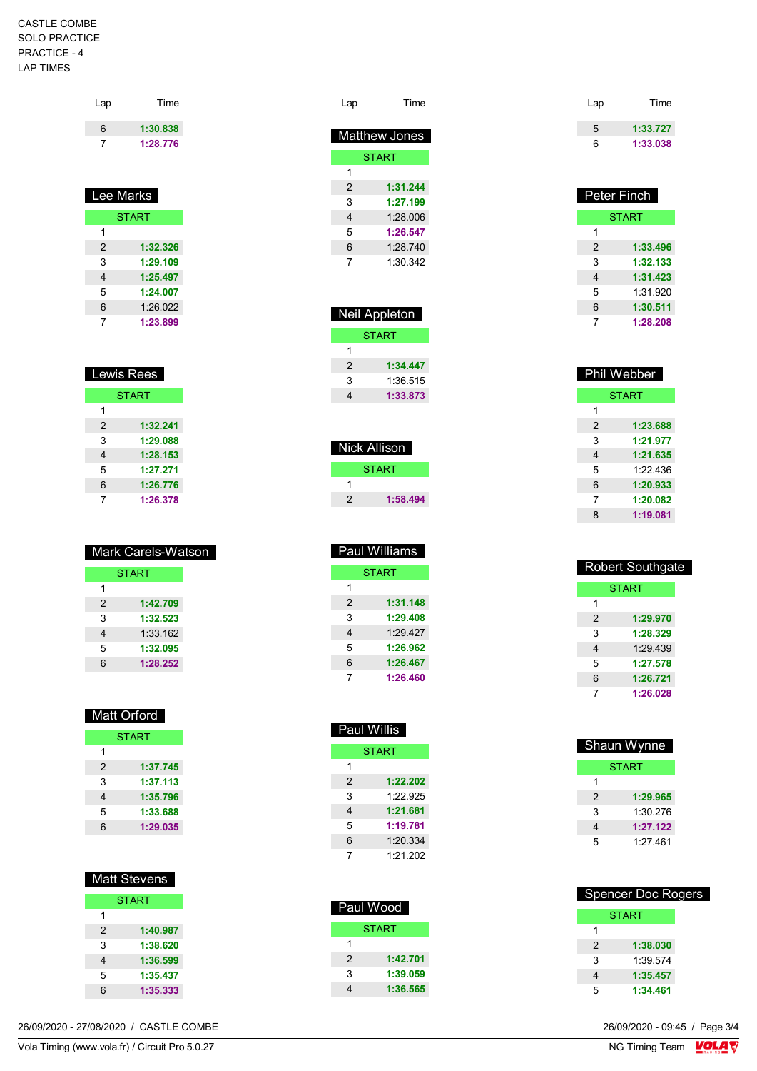CASTLE COMBE
SOLO PRACTICE
PRACTICE - 4
LAP TIMES

| Lap | Time |
|---|---|
| 6 | 1:30.838 |
| 7 | 1:28.776 |

### Lee Marks

| Lap | Time |
|---|---|
| START | |
| 1 | |
| 2 | 1:32.326 |
| 3 | 1:29.109 |
| 4 | 1:25.497 |
| 5 | 1:24.007 |
| 6 | 1:26.022 |
| 7 | 1:23.899 |

### Lewis Rees

| Lap | Time |
|---|---|
| START | |
| 1 | |
| 2 | 1:32.241 |
| 3 | 1:29.088 |
| 4 | 1:28.153 |
| 5 | 1:27.271 |
| 6 | 1:26.776 |
| 7 | 1:26.378 |

### Mark Carels-Watson

| Lap | Time |
|---|---|
| START | |
| 1 | |
| 2 | 1:42.709 |
| 3 | 1:32.523 |
| 4 | 1:33.162 |
| 5 | 1:32.095 |
| 6 | 1:28.252 |

### Matt Orford

| Lap | Time |
|---|---|
| START | |
| 1 | |
| 2 | 1:37.745 |
| 3 | 1:37.113 |
| 4 | 1:35.796 |
| 5 | 1:33.688 |
| 6 | 1:29.035 |

### Matt Stevens

| Lap | Time |
|---|---|
| START | |
| 1 | |
| 2 | 1:40.987 |
| 3 | 1:38.620 |
| 4 | 1:36.599 |
| 5 | 1:35.437 |
| 6 | 1:35.333 |

### Matthew Jones

| Lap | Time |
|---|---|
| START | |
| 1 | |
| 2 | 1:31.244 |
| 3 | 1:27.199 |
| 4 | 1:28.006 |
| 5 | 1:26.547 |
| 6 | 1:28.740 |
| 7 | 1:30.342 |

### Neil Appleton

| Lap | Time |
|---|---|
| START | |
| 1 | |
| 2 | 1:34.447 |
| 3 | 1:36.515 |
| 4 | 1:33.873 |

### Nick Allison

| Lap | Time |
|---|---|
| START | |
| 1 | |
| 2 | 1:58.494 |

### Paul Williams

| Lap | Time |
|---|---|
| START | |
| 1 | |
| 2 | 1:31.148 |
| 3 | 1:29.408 |
| 4 | 1:29.427 |
| 5 | 1:26.962 |
| 6 | 1:26.467 |
| 7 | 1:26.460 |

### Paul Willis

| Lap | Time |
|---|---|
| START | |
| 1 | |
| 2 | 1:22.202 |
| 3 | 1:22.925 |
| 4 | 1:21.681 |
| 5 | 1:19.781 |
| 6 | 1:20.334 |
| 7 | 1:21.202 |

### Paul Wood

| Lap | Time |
|---|---|
| START | |
| 1 | |
| 2 | 1:42.701 |
| 3 | 1:39.059 |
| 4 | 1:36.565 |

| Lap | Time |
|---|---|
| 5 | 1:33.727 |
| 6 | 1:33.038 |

### Peter Finch

| Lap | Time |
|---|---|
| START | |
| 1 | |
| 2 | 1:33.496 |
| 3 | 1:32.133 |
| 4 | 1:31.423 |
| 5 | 1:31.920 |
| 6 | 1:30.511 |
| 7 | 1:28.208 |

### Phil Webber

| Lap | Time |
|---|---|
| START | |
| 1 | |
| 2 | 1:23.688 |
| 3 | 1:21.977 |
| 4 | 1:21.635 |
| 5 | 1:22.436 |
| 6 | 1:20.933 |
| 7 | 1:20.082 |
| 8 | 1:19.081 |

### Robert Southgate

| Lap | Time |
|---|---|
| START | |
| 1 | |
| 2 | 1:29.970 |
| 3 | 1:28.329 |
| 4 | 1:29.439 |
| 5 | 1:27.578 |
| 6 | 1:26.721 |
| 7 | 1:26.028 |

### Shaun Wynne

| Lap | Time |
|---|---|
| START | |
| 1 | |
| 2 | 1:29.965 |
| 3 | 1:30.276 |
| 4 | 1:27.122 |
| 5 | 1:27.461 |

### Spencer Doc Rogers

| Lap | Time |
|---|---|
| START | |
| 1 | |
| 2 | 1:38.030 |
| 3 | 1:39.574 |
| 4 | 1:35.457 |
| 5 | 1:34.461 |

26/09/2020 - 27/08/2020 / CASTLE COMBE
Vola Timing (www.vola.fr) / Circuit Pro 5.0.27
26/09/2020 - 09:45
NG Timing Team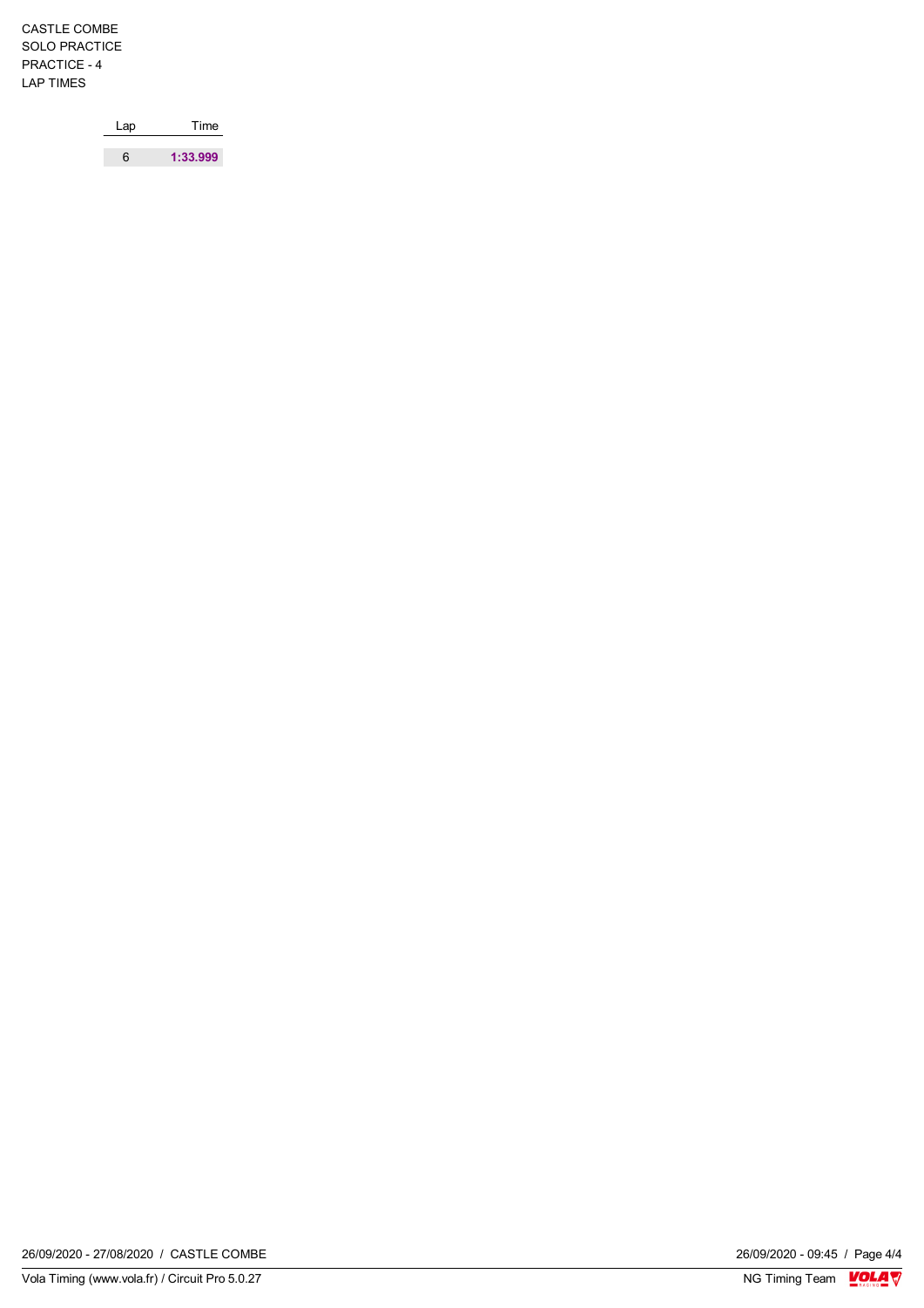CASTLE COMBE
SOLO PRACTICE
PRACTICE - 4
LAP TIMES

| Lap | Time |
|---|---|
| 6 | **1:33.999** |